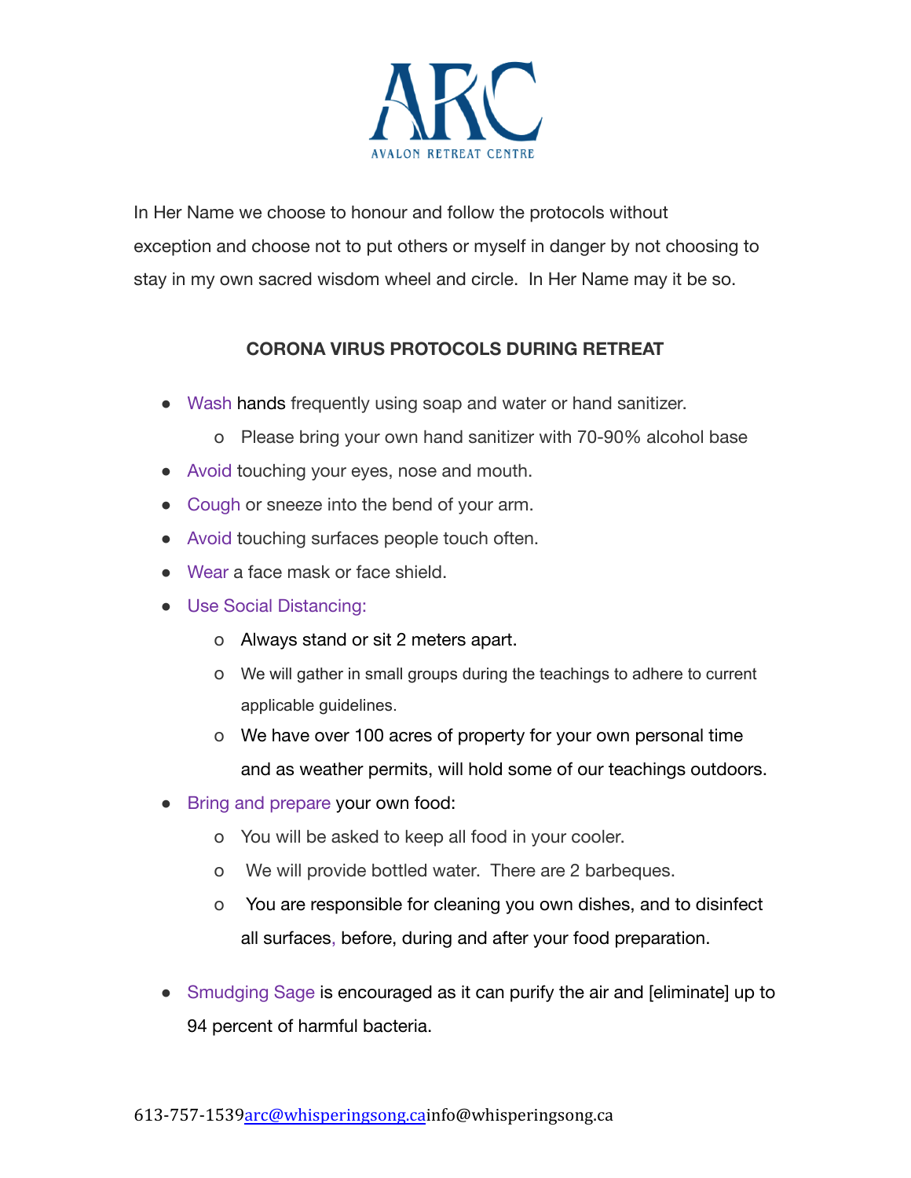# ARC

AVALON RETREAT CENTRE

In Her Name we choose to honour and follow the protocols without exception and choose not to put others or myself in danger by not choosing to stay in my own sacred wisdom wheel and circle. In Her Name may it be so.

## CORONA VIRUS PROTOCOLS DURING RETREAT

- Wash hands frequently using soap and water or hand sanitizer.
  - Please bring your own hand sanitizer with 70-90% alcohol base
- Avoid touching your eyes, nose and mouth.
- Cough or sneeze into the bend of your arm.
- Avoid touching surfaces people touch often.
- Wear a face mask or face shield.
- Use Social Distancing:
  - Always stand or sit 2 meters apart.
  - We will gather in small groups during the teachings to adhere to current applicable guidelines.
  - We have over 100 acres of property for your own personal time and as weather permits, will hold some of our teachings outdoors.
- Bring and prepare your own food:
  - You will be asked to keep all food in your cooler.
  - We will provide bottled water. There are 2 barbeques.
  - You are responsible for cleaning you own dishes, and to disinfect all surfaces, before, during and after your food preparation.
- Smudging Sage is encouraged as it can purify the air and [eliminate] up to 94 percent of harmful bacteria.

613-757-1539 arc@whisperingsong.ca info@whisperingsong.ca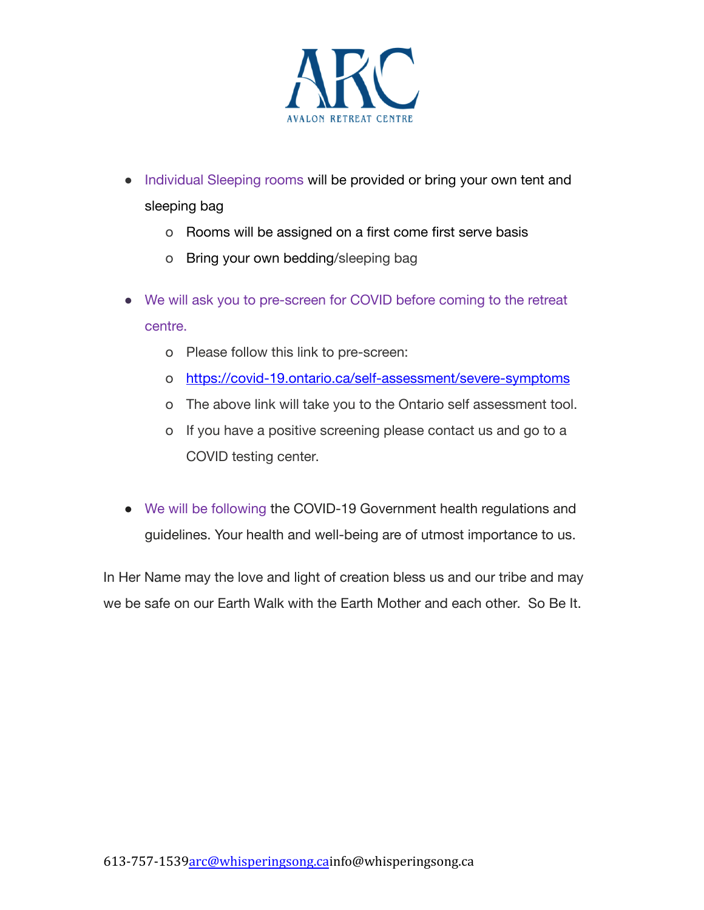ARC

AVALON RETREAT CENTRE

- Individual Sleeping rooms will be provided or bring your own tent and sleeping bag
  - Rooms will be assigned on a first come first serve basis
  - Bring your own bedding/sleeping bag
- We will ask you to pre-screen for COVID before coming to the retreat centre.
  - Please follow this link to pre-screen:
  - https://covid-19.ontario.ca/self-assessment/severe-symptoms
  - The above link will take you to the Ontario self assessment tool.
  - If you have a positive screening please contact us and go to a COVID testing center.
- We will be following the COVID-19 Government health regulations and guidelines. Your health and well-being are of utmost importance to us.

In Her Name may the love and light of creation bless us and our tribe and may we be safe on our Earth Walk with the Earth Mother and each other. So Be It.

613-757-1539arc@whisperingsong.cainfo@whisperingsong.ca